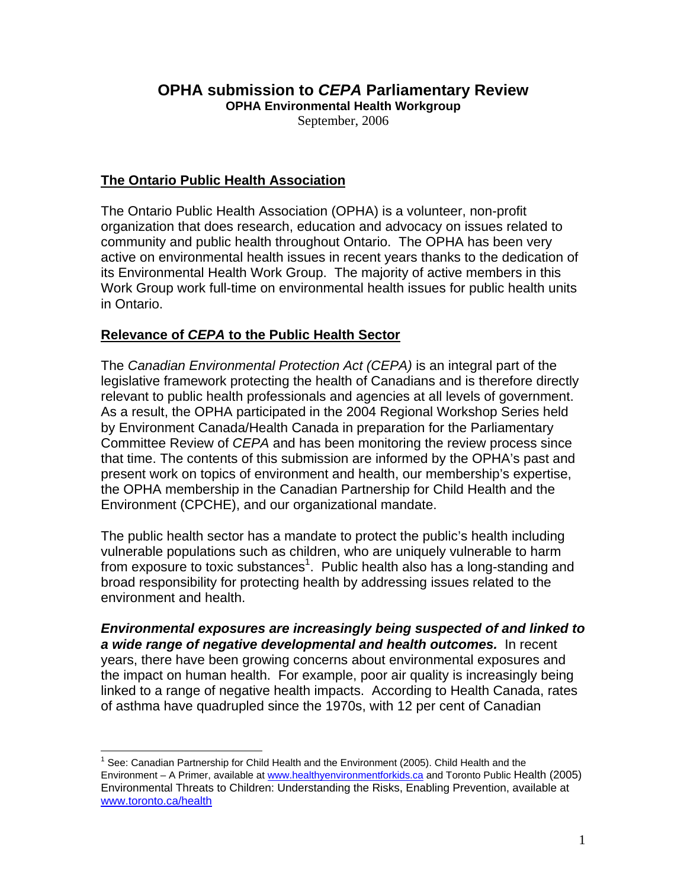# OPHA submission to *CEPA* Parliamentary Review

**OPHA Environmental Health Workgroup**

September, 2006

## The Ontario Public Health Association

The Ontario Public Health Association (OPHA) is a volunteer, non-profit organization that does research, education and advocacy on issues related to community and public health throughout Ontario. The OPHA has been very active on environmental health issues in recent years thanks to the dedication of its Environmental Health Work Group. The majority of active members in this Work Group work full-time on environmental health issues for public health units in Ontario.

## Relevance of *CEPA* to the Public Health Sector

The *Canadian Environmental Protection Act (CEPA)* is an integral part of the legislative framework protecting the health of Canadians and is therefore directly relevant to public health professionals and agencies at all levels of government. As a result, the OPHA participated in the 2004 Regional Workshop Series held by Environment Canada/Health Canada in preparation for the Parliamentary Committee Review of *CEPA* and has been monitoring the review process since that time. The contents of this submission are informed by the OPHA's past and present work on topics of environment and health, our membership's expertise, the OPHA membership in the Canadian Partnership for Child Health and the Environment (CPCHE), and our organizational mandate.

The public health sector has a mandate to protect the public's health including vulnerable populations such as children, who are uniquely vulnerable to harm from exposure to toxic substances[1]. Public health also has a long-standing and broad responsibility for protecting health by addressing issues related to the environment and health.

***Environmental exposures are increasingly being suspected of and linked to a wide range of negative developmental and health outcomes.*** In recent years, there have been growing concerns about environmental exposures and the impact on human health. For example, poor air quality is increasingly being linked to a range of negative health impacts. According to Health Canada, rates of asthma have quadrupled since the 1970s, with 12 per cent of Canadian

---

[1] See: Canadian Partnership for Child Health and the Environment (2005). Child Health and the Environment – A Primer, available at www.healthyenvironmentforkids.ca and Toronto Public Health (2005) Environmental Threats to Children: Understanding the Risks, Enabling Prevention, available at www.toronto.ca/health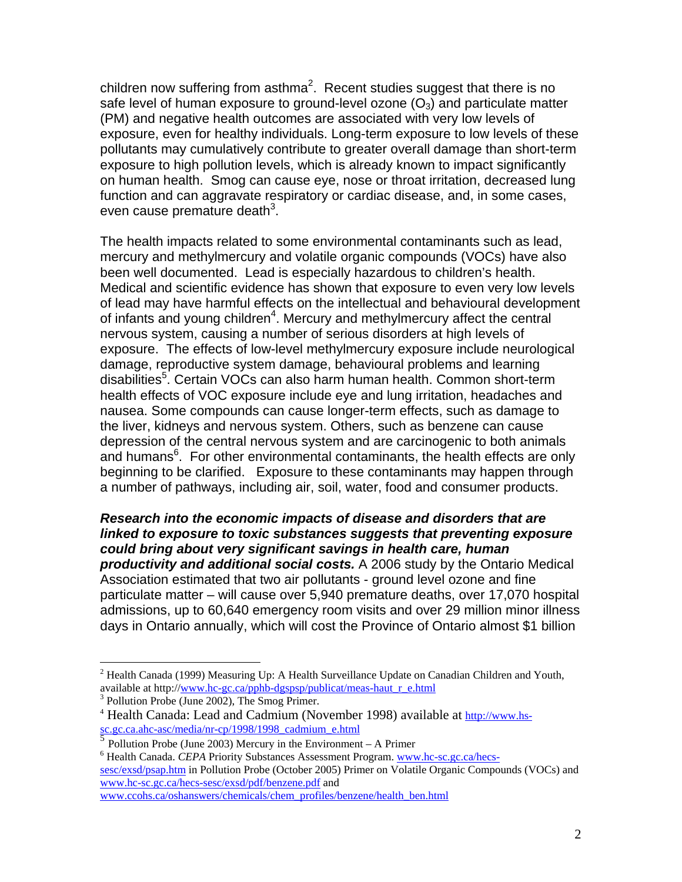children now suffering from asthma[2]. Recent studies suggest that there is no safe level of human exposure to ground-level ozone ($O_3$) and particulate matter (PM) and negative health outcomes are associated with very low levels of exposure, even for healthy individuals. Long-term exposure to low levels of these pollutants may cumulatively contribute to greater overall damage than short-term exposure to high pollution levels, which is already known to impact significantly on human health. Smog can cause eye, nose or throat irritation, decreased lung function and can aggravate respiratory or cardiac disease, and, in some cases, even cause premature death[3].

The health impacts related to some environmental contaminants such as lead, mercury and methylmercury and volatile organic compounds (VOCs) have also been well documented. Lead is especially hazardous to children's health. Medical and scientific evidence has shown that exposure to even very low levels of lead may have harmful effects on the intellectual and behavioural development of infants and young children[4]. Mercury and methylmercury affect the central nervous system, causing a number of serious disorders at high levels of exposure. The effects of low-level methylmercury exposure include neurological damage, reproductive system damage, behavioural problems and learning disabilities[5]. Certain VOCs can also harm human health. Common short-term health effects of VOC exposure include eye and lung irritation, headaches and nausea. Some compounds can cause longer-term effects, such as damage to the liver, kidneys and nervous system. Others, such as benzene can cause depression of the central nervous system and are carcinogenic to both animals and humans[6]. For other environmental contaminants, the health effects are only beginning to be clarified. Exposure to these contaminants may happen through a number of pathways, including air, soil, water, food and consumer products.

***Research into the economic impacts of disease and disorders that are linked to exposure to toxic substances suggests that preventing exposure could bring about very significant savings in health care, human productivity and additional social costs.*** A 2006 study by the Ontario Medical Association estimated that two air pollutants - ground level ozone and fine particulate matter – will cause over 5,940 premature deaths, over 17,070 hospital admissions, up to 60,640 emergency room visits and over 29 million minor illness days in Ontario annually, which will cost the Province of Ontario almost $1 billion

---

[2] Health Canada (1999) Measuring Up: A Health Surveillance Update on Canadian Children and Youth, available at http://www.hc-gc.ca/pphb-dgspsp/publicat/meas-haut_r_e.html

[3] Pollution Probe (June 2002), The Smog Primer.

[4] Health Canada: Lead and Cadmium (November 1998) available at http://www.hs-sc.gc.ca.ahc-asc/media/nr-cp/1998/1998_cadmium_e.html

[5] Pollution Probe (June 2003) Mercury in the Environment – A Primer

[6] Health Canada. *CEPA* Priority Substances Assessment Program. www.hc-sc.gc.ca/hecs-sesc/exsd/psap.htm in Pollution Probe (October 2005) Primer on Volatile Organic Compounds (VOCs) and www.hc-sc.gc.ca/hecs-sesc/exsd/pdf/benzene.pdf and www.ccohs.ca/oshanswers/chemicals/chem_profiles/benzene/health_ben.html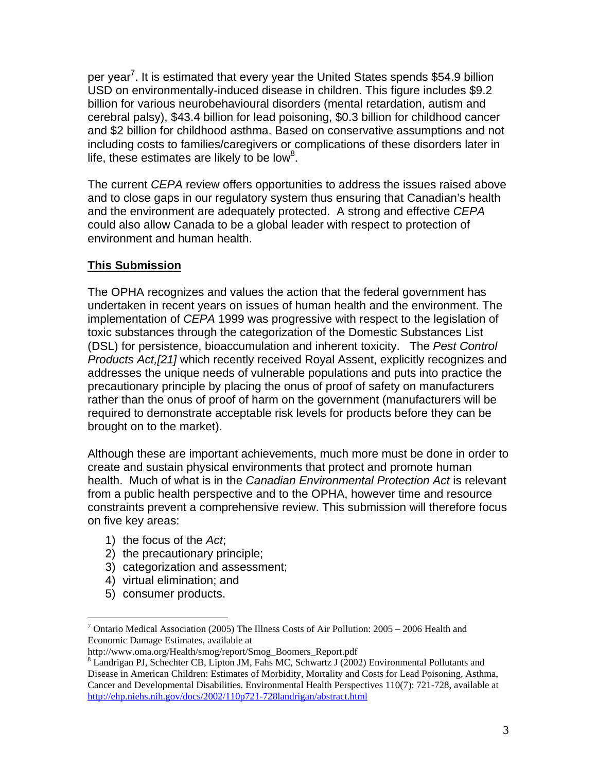per year[7]. It is estimated that every year the United States spends $54.9 billion USD on environmentally-induced disease in children. This figure includes $9.2 billion for various neurobehavioural disorders (mental retardation, autism and cerebral palsy), $43.4 billion for lead poisoning, $0.3 billion for childhood cancer and $2 billion for childhood asthma. Based on conservative assumptions and not including costs to families/caregivers or complications of these disorders later in life, these estimates are likely to be low[8].

The current *CEPA* review offers opportunities to address the issues raised above and to close gaps in our regulatory system thus ensuring that Canadian's health and the environment are adequately protected. A strong and effective *CEPA* could also allow Canada to be a global leader with respect to protection of environment and human health.

## This Submission

The OPHA recognizes and values the action that the federal government has undertaken in recent years on issues of human health and the environment. The implementation of *CEPA* 1999 was progressive with respect to the legislation of toxic substances through the categorization of the Domestic Substances List (DSL) for persistence, bioaccumulation and inherent toxicity. The *Pest Control Products Act,[21]* which recently received Royal Assent, explicitly recognizes and addresses the unique needs of vulnerable populations and puts into practice the precautionary principle by placing the onus of proof of safety on manufacturers rather than the onus of proof of harm on the government (manufacturers will be required to demonstrate acceptable risk levels for products before they can be brought on to the market).

Although these are important achievements, much more must be done in order to create and sustain physical environments that protect and promote human health. Much of what is in the *Canadian Environmental Protection Act* is relevant from a public health perspective and to the OPHA, however time and resource constraints prevent a comprehensive review. This submission will therefore focus on five key areas:

1) the focus of the *Act*;
2) the precautionary principle;
3) categorization and assessment;
4) virtual elimination; and
5) consumer products.

---

[7] Ontario Medical Association (2005) The Illness Costs of Air Pollution: 2005 – 2006 Health and Economic Damage Estimates, available at http://www.oma.org/Health/smog/report/Smog_Boomers_Report.pdf

[8] Landrigan PJ, Schechter CB, Lipton JM, Fahs MC, Schwartz J (2002) Environmental Pollutants and Disease in American Children: Estimates of Morbidity, Mortality and Costs for Lead Poisoning, Asthma, Cancer and Developmental Disabilities. Environmental Health Perspectives 110(7): 721-728, available at http://ehp.niehs.nih.gov/docs/2002/110p721-728landrigan/abstract.html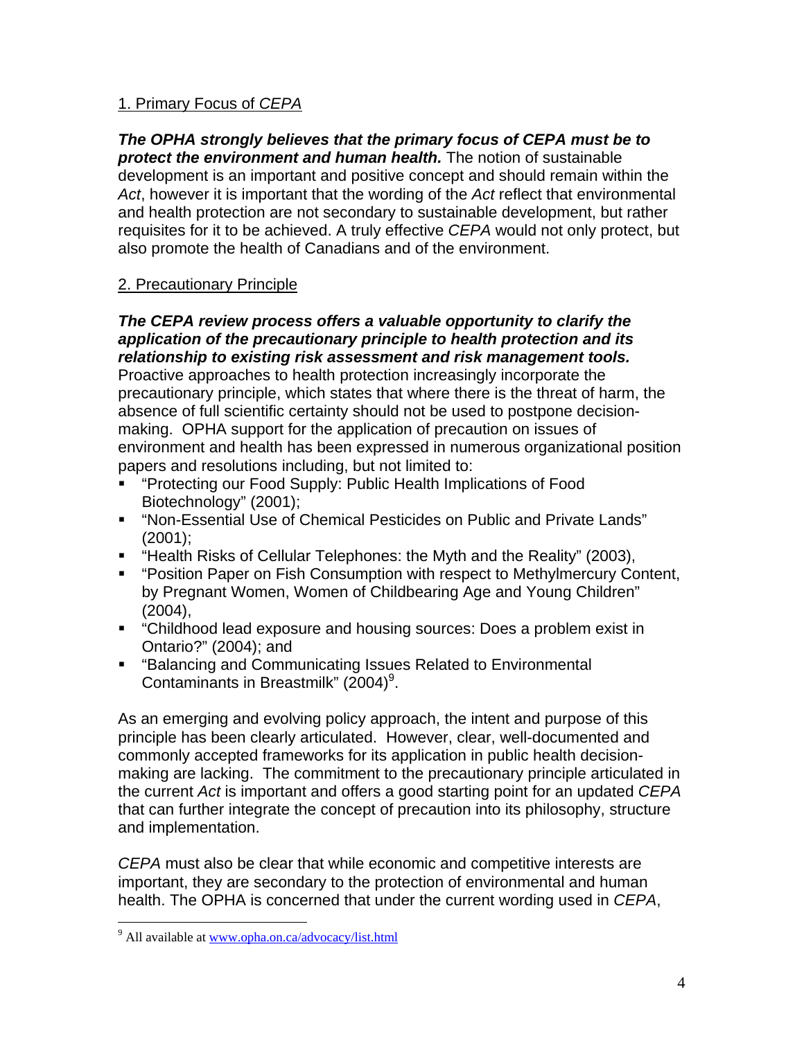## 1. Primary Focus of *CEPA*

***The OPHA strongly believes that the primary focus of CEPA must be to protect the environment and human health.*** The notion of sustainable development is an important and positive concept and should remain within the *Act*, however it is important that the wording of the *Act* reflect that environmental and health protection are not secondary to sustainable development, but rather requisites for it to be achieved. A truly effective *CEPA* would not only protect, but also promote the health of Canadians and of the environment.

## 2. Precautionary Principle

***The CEPA review process offers a valuable opportunity to clarify the application of the precautionary principle to health protection and its relationship to existing risk assessment and risk management tools.*** Proactive approaches to health protection increasingly incorporate the precautionary principle, which states that where there is the threat of harm, the absence of full scientific certainty should not be used to postpone decision-making. OPHA support for the application of precaution on issues of environment and health has been expressed in numerous organizational position papers and resolutions including, but not limited to:

- "Protecting our Food Supply: Public Health Implications of Food Biotechnology" (2001);
- "Non-Essential Use of Chemical Pesticides on Public and Private Lands" (2001);
- "Health Risks of Cellular Telephones: the Myth and the Reality" (2003),
- "Position Paper on Fish Consumption with respect to Methylmercury Content, by Pregnant Women, Women of Childbearing Age and Young Children" (2004),
- "Childhood lead exposure and housing sources: Does a problem exist in Ontario?" (2004); and
- "Balancing and Communicating Issues Related to Environmental Contaminants in Breastmilk" (2004)[9].

As an emerging and evolving policy approach, the intent and purpose of this principle has been clearly articulated. However, clear, well-documented and commonly accepted frameworks for its application in public health decision-making are lacking. The commitment to the precautionary principle articulated in the current *Act* is important and offers a good starting point for an updated *CEPA* that can further integrate the concept of precaution into its philosophy, structure and implementation.

*CEPA* must also be clear that while economic and competitive interests are important, they are secondary to the protection of environmental and human health. The OPHA is concerned that under the current wording used in *CEPA*,

[9] All available at www.opha.on.ca/advocacy/list.html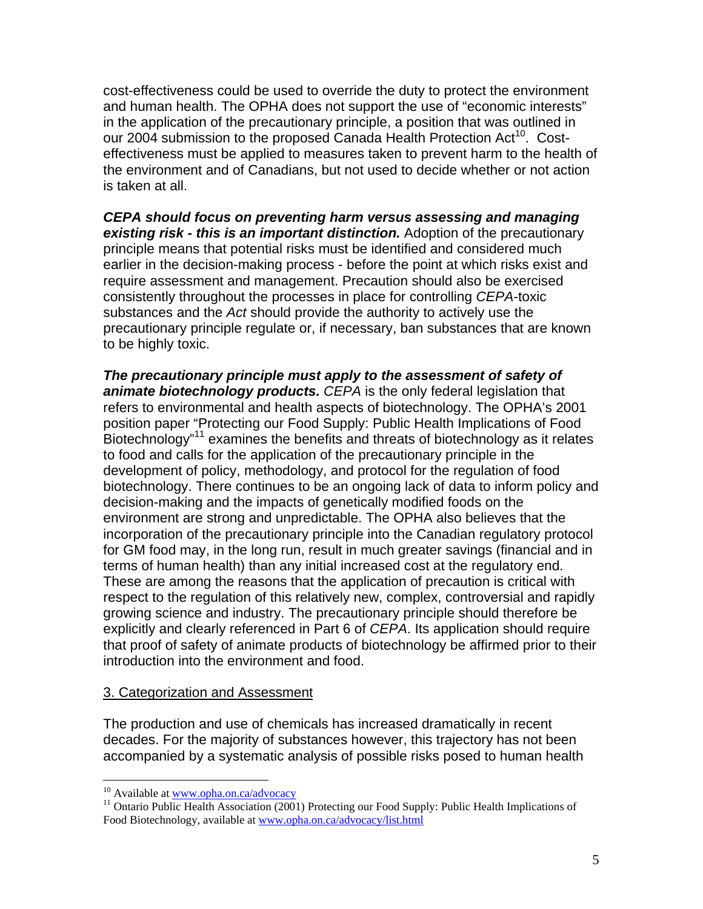cost-effectiveness could be used to override the duty to protect the environment and human health. The OPHA does not support the use of "economic interests" in the application of the precautionary principle, a position that was outlined in our 2004 submission to the proposed Canada Health Protection Act[10]. Cost-effectiveness must be applied to measures taken to prevent harm to the health of the environment and of Canadians, but not used to decide whether or not action is taken at all.

***CEPA should focus on preventing harm versus assessing and managing existing risk - this is an important distinction.*** Adoption of the precautionary principle means that potential risks must be identified and considered much earlier in the decision-making process - before the point at which risks exist and require assessment and management. Precaution should also be exercised consistently throughout the processes in place for controlling *CEPA*-toxic substances and the *Act* should provide the authority to actively use the precautionary principle regulate or, if necessary, ban substances that are known to be highly toxic.

***The precautionary principle must apply to the assessment of safety of animate biotechnology products.*** *CEPA* is the only federal legislation that refers to environmental and health aspects of biotechnology. The OPHA's 2001 position paper "Protecting our Food Supply: Public Health Implications of Food Biotechnology"[11] examines the benefits and threats of biotechnology as it relates to food and calls for the application of the precautionary principle in the development of policy, methodology, and protocol for the regulation of food biotechnology. There continues to be an ongoing lack of data to inform policy and decision-making and the impacts of genetically modified foods on the environment are strong and unpredictable. The OPHA also believes that the incorporation of the precautionary principle into the Canadian regulatory protocol for GM food may, in the long run, result in much greater savings (financial and in terms of human health) than any initial increased cost at the regulatory end. These are among the reasons that the application of precaution is critical with respect to the regulation of this relatively new, complex, controversial and rapidly growing science and industry. The precautionary principle should therefore be explicitly and clearly referenced in Part 6 of *CEPA*. Its application should require that proof of safety of animate products of biotechnology be affirmed prior to their introduction into the environment and food.

## 3. Categorization and Assessment

The production and use of chemicals has increased dramatically in recent decades. For the majority of substances however, this trajectory has not been accompanied by a systematic analysis of possible risks posed to human health

---

[10] Available at www.opha.on.ca/advocacy

[11] Ontario Public Health Association (2001) Protecting our Food Supply: Public Health Implications of Food Biotechnology, available at www.opha.on.ca/advocacy/list.html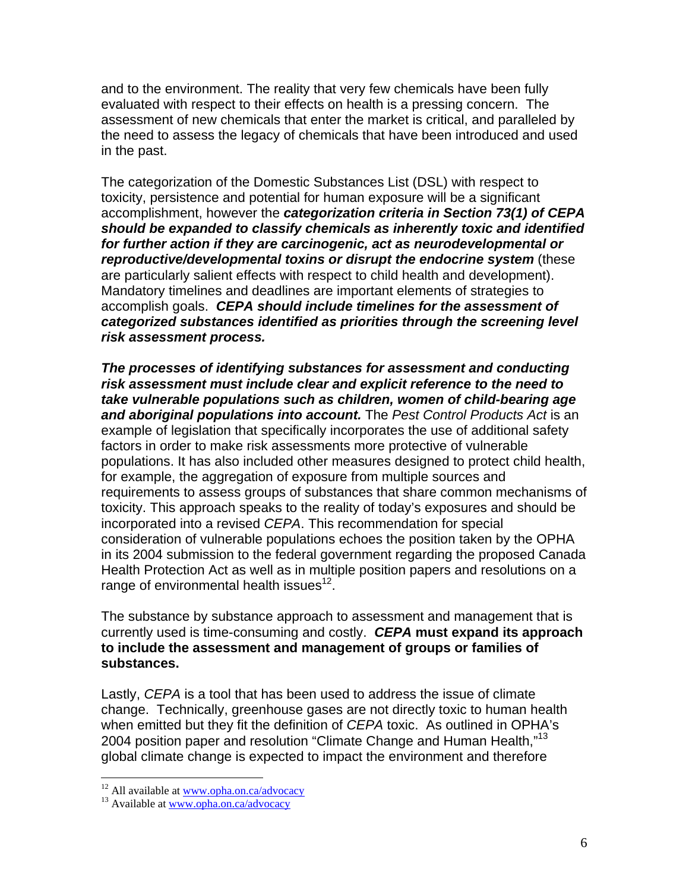and to the environment. The reality that very few chemicals have been fully evaluated with respect to their effects on health is a pressing concern. The assessment of new chemicals that enter the market is critical, and paralleled by the need to assess the legacy of chemicals that have been introduced and used in the past.

The categorization of the Domestic Substances List (DSL) with respect to toxicity, persistence and potential for human exposure will be a significant accomplishment, however the ***categorization criteria in Section 73(1) of CEPA should be expanded to classify chemicals as inherently toxic and identified for further action if they are carcinogenic, act as neurodevelopmental or reproductive/developmental toxins or disrupt the endocrine system*** (these are particularly salient effects with respect to child health and development). Mandatory timelines and deadlines are important elements of strategies to accomplish goals. ***CEPA should include timelines for the assessment of categorized substances identified as priorities through the screening level risk assessment process.***

***The processes of identifying substances for assessment and conducting risk assessment must include clear and explicit reference to the need to take vulnerable populations such as children, women of child-bearing age and aboriginal populations into account.*** The *Pest Control Products Act* is an example of legislation that specifically incorporates the use of additional safety factors in order to make risk assessments more protective of vulnerable populations. It has also included other measures designed to protect child health, for example, the aggregation of exposure from multiple sources and requirements to assess groups of substances that share common mechanisms of toxicity. This approach speaks to the reality of today's exposures and should be incorporated into a revised *CEPA*. This recommendation for special consideration of vulnerable populations echoes the position taken by the OPHA in its 2004 submission to the federal government regarding the proposed Canada Health Protection Act as well as in multiple position papers and resolutions on a range of environmental health issues[12].

The substance by substance approach to assessment and management that is currently used is time-consuming and costly. ***CEPA* must expand its approach to include the assessment and management of groups or families of substances.**

Lastly, *CEPA* is a tool that has been used to address the issue of climate change. Technically, greenhouse gases are not directly toxic to human health when emitted but they fit the definition of *CEPA* toxic. As outlined in OPHA's 2004 position paper and resolution "Climate Change and Human Health,"[13] global climate change is expected to impact the environment and therefore

---

[12] All available at www.opha.on.ca/advocacy

[13] Available at www.opha.on.ca/advocacy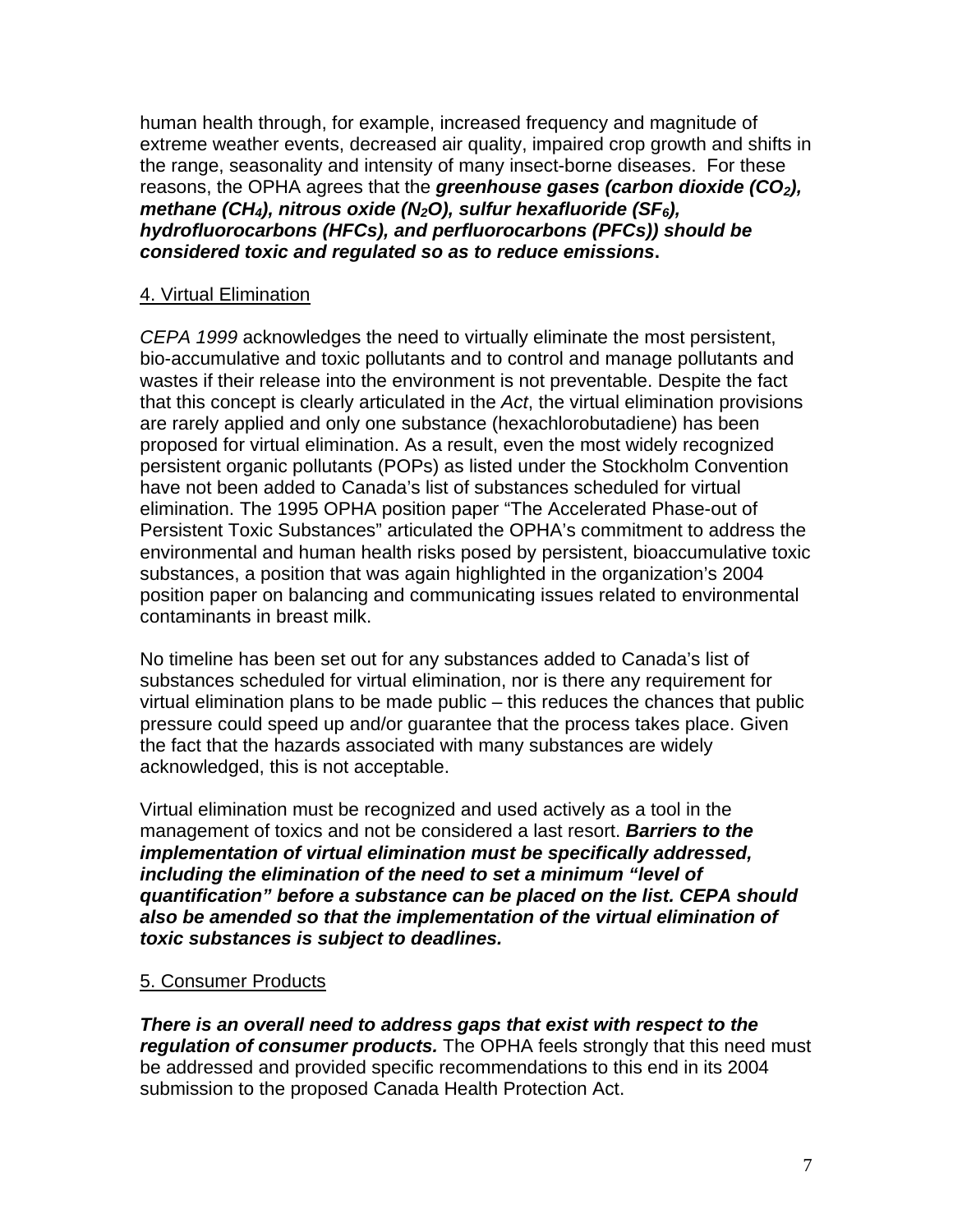human health through, for example, increased frequency and magnitude of extreme weather events, decreased air quality, impaired crop growth and shifts in the range, seasonality and intensity of many insect-borne diseases. For these reasons, the OPHA agrees that the ***greenhouse gases (carbon dioxide ($CO_2$), methane ($CH_4$), nitrous oxide ($N_2O$), sulfur hexafluoride ($SF_6$), hydrofluorocarbons (HFCs), and perfluorocarbons (PFCs)) should be considered toxic and regulated so as to reduce emissions*****.**

4. Virtual Elimination

*CEPA 1999* acknowledges the need to virtually eliminate the most persistent, bio-accumulative and toxic pollutants and to control and manage pollutants and wastes if their release into the environment is not preventable. Despite the fact that this concept is clearly articulated in the *Act*, the virtual elimination provisions are rarely applied and only one substance (hexachlorobutadiene) has been proposed for virtual elimination. As a result, even the most widely recognized persistent organic pollutants (POPs) as listed under the Stockholm Convention have not been added to Canada's list of substances scheduled for virtual elimination. The 1995 OPHA position paper "The Accelerated Phase-out of Persistent Toxic Substances" articulated the OPHA's commitment to address the environmental and human health risks posed by persistent, bioaccumulative toxic substances, a position that was again highlighted in the organization's 2004 position paper on balancing and communicating issues related to environmental contaminants in breast milk.

No timeline has been set out for any substances added to Canada's list of substances scheduled for virtual elimination, nor is there any requirement for virtual elimination plans to be made public – this reduces the chances that public pressure could speed up and/or guarantee that the process takes place. Given the fact that the hazards associated with many substances are widely acknowledged, this is not acceptable.

Virtual elimination must be recognized and used actively as a tool in the management of toxics and not be considered a last resort. ***Barriers to the implementation of virtual elimination must be specifically addressed, including the elimination of the need to set a minimum "level of quantification" before a substance can be placed on the list. CEPA should also be amended so that the implementation of the virtual elimination of toxic substances is subject to deadlines.***

5. Consumer Products

***There is an overall need to address gaps that exist with respect to the regulation of consumer products.*** The OPHA feels strongly that this need must be addressed and provided specific recommendations to this end in its 2004 submission to the proposed Canada Health Protection Act.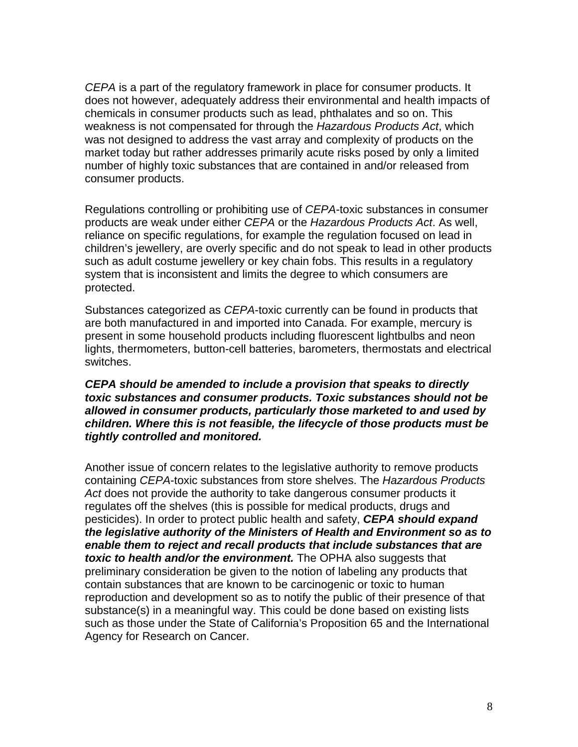*CEPA* is a part of the regulatory framework in place for consumer products. It does not however, adequately address their environmental and health impacts of chemicals in consumer products such as lead, phthalates and so on. This weakness is not compensated for through the *Hazardous Products Act*, which was not designed to address the vast array and complexity of products on the market today but rather addresses primarily acute risks posed by only a limited number of highly toxic substances that are contained in and/or released from consumer products.

Regulations controlling or prohibiting use of *CEPA*-toxic substances in consumer products are weak under either *CEPA* or the *Hazardous Products Act*. As well, reliance on specific regulations, for example the regulation focused on lead in children's jewellery, are overly specific and do not speak to lead in other products such as adult costume jewellery or key chain fobs. This results in a regulatory system that is inconsistent and limits the degree to which consumers are protected.

Substances categorized as *CEPA*-toxic currently can be found in products that are both manufactured in and imported into Canada. For example, mercury is present in some household products including fluorescent lightbulbs and neon lights, thermometers, button-cell batteries, barometers, thermostats and electrical switches.

***CEPA should be amended to include a provision that speaks to directly toxic substances and consumer products. Toxic substances should not be allowed in consumer products, particularly those marketed to and used by children. Where this is not feasible, the lifecycle of those products must be tightly controlled and monitored.***

Another issue of concern relates to the legislative authority to remove products containing *CEPA*-toxic substances from store shelves. The *Hazardous Products Act* does not provide the authority to take dangerous consumer products it regulates off the shelves (this is possible for medical products, drugs and pesticides). In order to protect public health and safety, ***CEPA should expand the legislative authority of the Ministers of Health and Environment so as to enable them to reject and recall products that include substances that are toxic to health and/or the environment.*** The OPHA also suggests that preliminary consideration be given to the notion of labeling any products that contain substances that are known to be carcinogenic or toxic to human reproduction and development so as to notify the public of their presence of that substance(s) in a meaningful way. This could be done based on existing lists such as those under the State of California's Proposition 65 and the International Agency for Research on Cancer.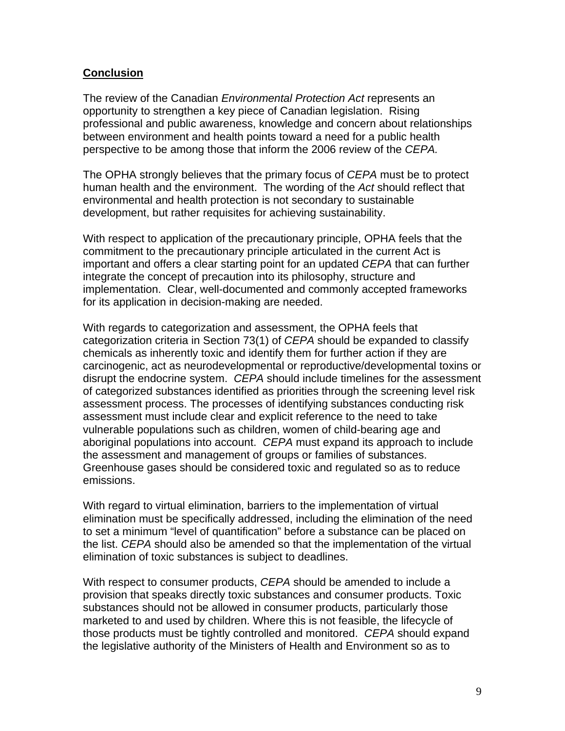## Conclusion

The review of the Canadian *Environmental Protection Act* represents an opportunity to strengthen a key piece of Canadian legislation. Rising professional and public awareness, knowledge and concern about relationships between environment and health points toward a need for a public health perspective to be among those that inform the 2006 review of the *CEPA.*

The OPHA strongly believes that the primary focus of *CEPA* must be to protect human health and the environment. The wording of the *Act* should reflect that environmental and health protection is not secondary to sustainable development, but rather requisites for achieving sustainability.

With respect to application of the precautionary principle, OPHA feels that the commitment to the precautionary principle articulated in the current Act is important and offers a clear starting point for an updated *CEPA* that can further integrate the concept of precaution into its philosophy, structure and implementation. Clear, well-documented and commonly accepted frameworks for its application in decision-making are needed.

With regards to categorization and assessment, the OPHA feels that categorization criteria in Section 73(1) of *CEPA* should be expanded to classify chemicals as inherently toxic and identify them for further action if they are carcinogenic, act as neurodevelopmental or reproductive/developmental toxins or disrupt the endocrine system. *CEPA* should include timelines for the assessment of categorized substances identified as priorities through the screening level risk assessment process. The processes of identifying substances conducting risk assessment must include clear and explicit reference to the need to take vulnerable populations such as children, women of child-bearing age and aboriginal populations into account. *CEPA* must expand its approach to include the assessment and management of groups or families of substances. Greenhouse gases should be considered toxic and regulated so as to reduce emissions.

With regard to virtual elimination, barriers to the implementation of virtual elimination must be specifically addressed, including the elimination of the need to set a minimum “level of quantification” before a substance can be placed on the list. *CEPA* should also be amended so that the implementation of the virtual elimination of toxic substances is subject to deadlines.

With respect to consumer products, *CEPA* should be amended to include a provision that speaks directly toxic substances and consumer products. Toxic substances should not be allowed in consumer products, particularly those marketed to and used by children. Where this is not feasible, the lifecycle of those products must be tightly controlled and monitored. *CEPA* should expand the legislative authority of the Ministers of Health and Environment so as to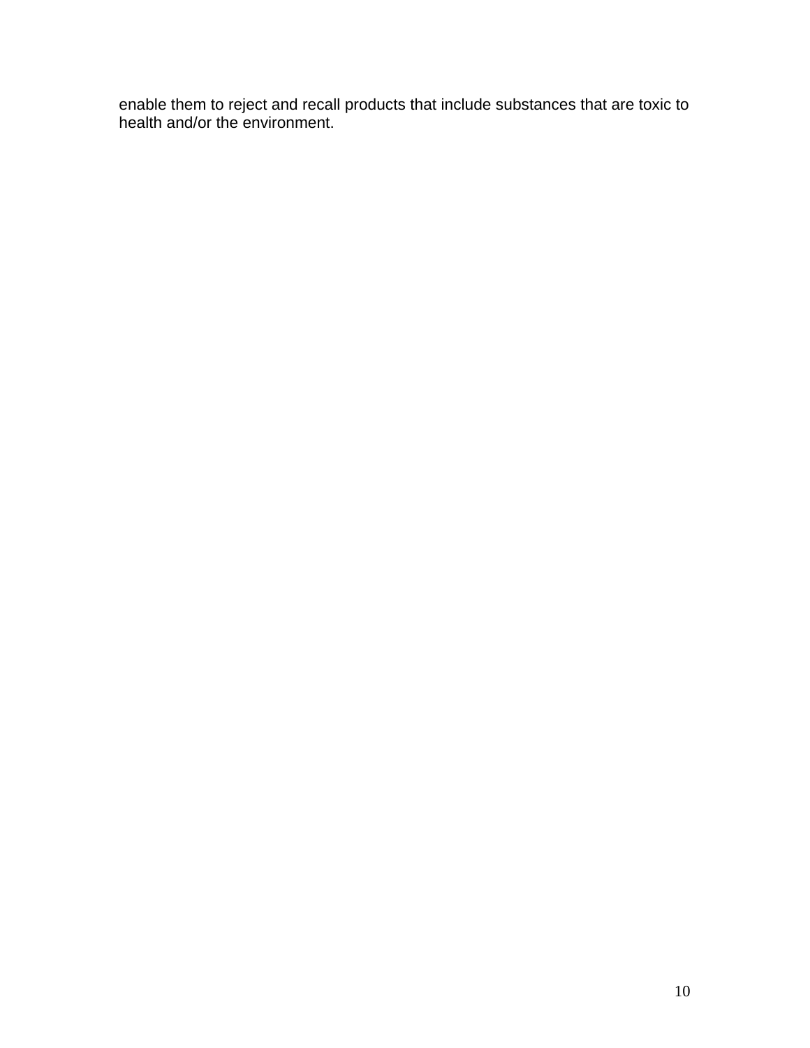enable them to reject and recall products that include substances that are toxic to health and/or the environment.